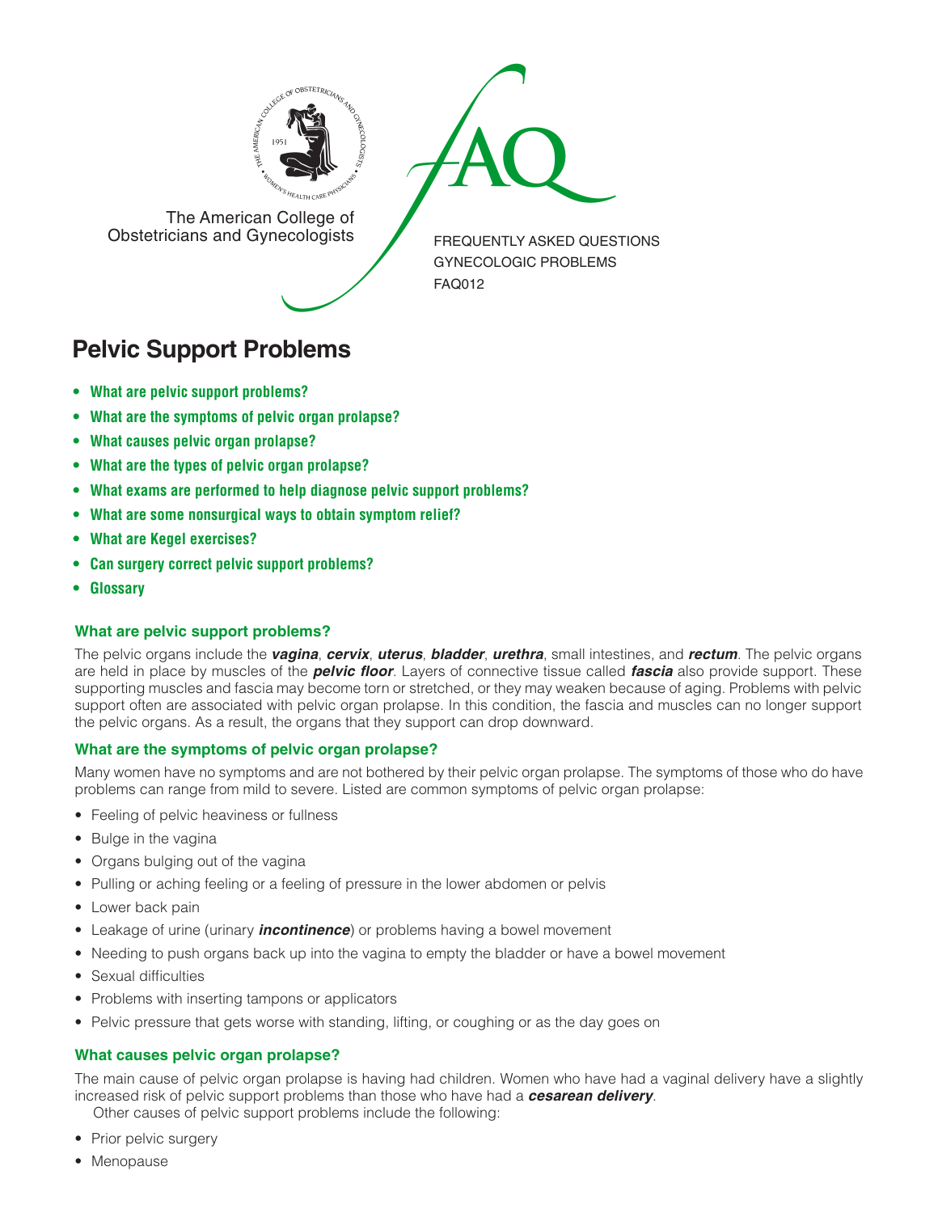The American College of Obstetricians and Gynecologists

FREQUENTLY ASKED QUESTIONS
GYNECOLOGIC PROBLEMS
FAQ012

# Pelvic Support Problems

- **What are pelvic support problems?**
- **What are the symptoms of pelvic organ prolapse?**
- **What causes pelvic organ prolapse?**
- **What are the types of pelvic organ prolapse?**
- **What exams are performed to help diagnose pelvic support problems?**
- **What are some nonsurgical ways to obtain symptom relief?**
- **What are Kegel exercises?**
- **Can surgery correct pelvic support problems?**
- **Glossary**

## What are pelvic support problems?

The pelvic organs include the ***vagina***, ***cervix***, ***uterus***, ***bladder***, ***urethra***, small intestines, and ***rectum***. The pelvic organs are held in place by muscles of the ***pelvic floor***. Layers of connective tissue called ***fascia*** also provide support. These supporting muscles and fascia may become torn or stretched, or they may weaken because of aging. Problems with pelvic support often are associated with pelvic organ prolapse. In this condition, the fascia and muscles can no longer support the pelvic organs. As a result, the organs that they support can drop downward.

## What are the symptoms of pelvic organ prolapse?

Many women have no symptoms and are not bothered by their pelvic organ prolapse. The symptoms of those who do have problems can range from mild to severe. Listed are common symptoms of pelvic organ prolapse:

- Feeling of pelvic heaviness or fullness
- Bulge in the vagina
- Organs bulging out of the vagina
- Pulling or aching feeling or a feeling of pressure in the lower abdomen or pelvis
- Lower back pain
- Leakage of urine (urinary ***incontinence***) or problems having a bowel movement
- Needing to push organs back up into the vagina to empty the bladder or have a bowel movement
- Sexual difficulties
- Problems with inserting tampons or applicators
- Pelvic pressure that gets worse with standing, lifting, or coughing or as the day goes on

## What causes pelvic organ prolapse?

The main cause of pelvic organ prolapse is having had children. Women who have had a vaginal delivery have a slightly increased risk of pelvic support problems than those who have had a ***cesarean delivery***.

Other causes of pelvic support problems include the following:

- Prior pelvic surgery
- Menopause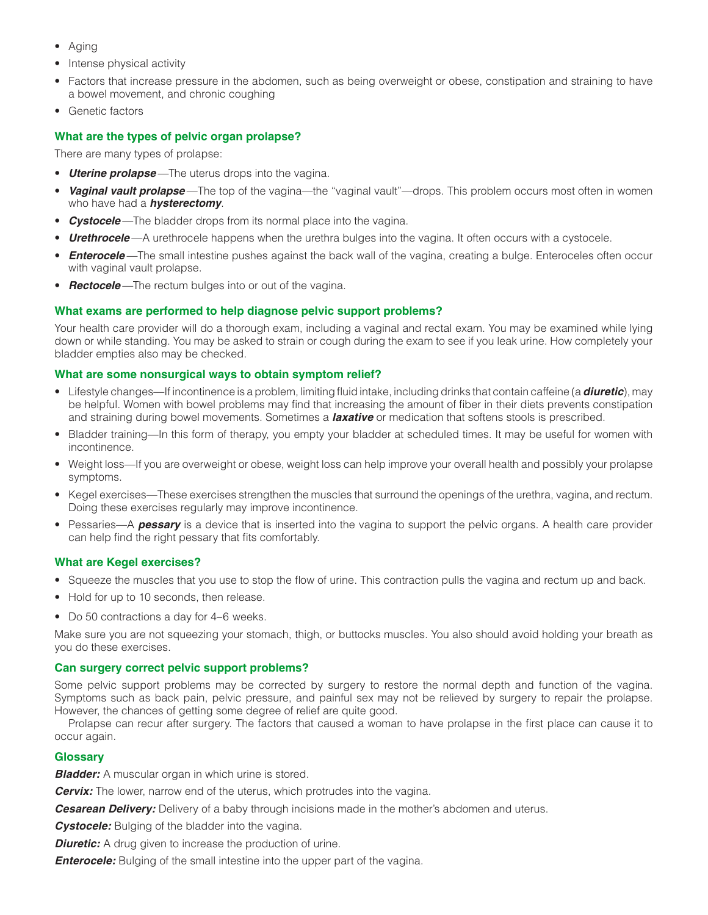- Aging
- Intense physical activity
- Factors that increase pressure in the abdomen, such as being overweight or obese, constipation and straining to have a bowel movement, and chronic coughing
- Genetic factors

### What are the types of pelvic organ prolapse?

There are many types of prolapse:

- ***Uterine prolapse***—The uterus drops into the vagina.
- ***Vaginal vault prolapse***—The top of the vagina—the "vaginal vault"—drops. This problem occurs most often in women who have had a ***hysterectomy***.
- ***Cystocele***—The bladder drops from its normal place into the vagina.
- ***Urethrocele***—A urethrocele happens when the urethra bulges into the vagina. It often occurs with a cystocele.
- ***Enterocele***—The small intestine pushes against the back wall of the vagina, creating a bulge. Enteroceles often occur with vaginal vault prolapse.
- ***Rectocele***—The rectum bulges into or out of the vagina.

### What exams are performed to help diagnose pelvic support problems?

Your health care provider will do a thorough exam, including a vaginal and rectal exam. You may be examined while lying down or while standing. You may be asked to strain or cough during the exam to see if you leak urine. How completely your bladder empties also may be checked.

### What are some nonsurgical ways to obtain symptom relief?

- Lifestyle changes—If incontinence is a problem, limiting fluid intake, including drinks that contain caffeine (a ***diuretic***), may be helpful. Women with bowel problems may find that increasing the amount of fiber in their diets prevents constipation and straining during bowel movements. Sometimes a ***laxative*** or medication that softens stools is prescribed.
- Bladder training—In this form of therapy, you empty your bladder at scheduled times. It may be useful for women with incontinence.
- Weight loss—If you are overweight or obese, weight loss can help improve your overall health and possibly your prolapse symptoms.
- Kegel exercises—These exercises strengthen the muscles that surround the openings of the urethra, vagina, and rectum. Doing these exercises regularly may improve incontinence.
- Pessaries—A ***pessary*** is a device that is inserted into the vagina to support the pelvic organs. A health care provider can help find the right pessary that fits comfortably.

### What are Kegel exercises?

- Squeeze the muscles that you use to stop the flow of urine. This contraction pulls the vagina and rectum up and back.
- Hold for up to 10 seconds, then release.
- Do 50 contractions a day for 4–6 weeks.

Make sure you are not squeezing your stomach, thigh, or buttocks muscles. You also should avoid holding your breath as you do these exercises.

### Can surgery correct pelvic support problems?

Some pelvic support problems may be corrected by surgery to restore the normal depth and function of the vagina. Symptoms such as back pain, pelvic pressure, and painful sex may not be relieved by surgery to repair the prolapse. However, the chances of getting some degree of relief are quite good.

Prolapse can recur after surgery. The factors that caused a woman to have prolapse in the first place can cause it to occur again.

### Glossary

***Bladder:*** A muscular organ in which urine is stored.

***Cervix:*** The lower, narrow end of the uterus, which protrudes into the vagina.

***Cesarean Delivery:*** Delivery of a baby through incisions made in the mother's abdomen and uterus.

***Cystocele:*** Bulging of the bladder into the vagina.

***Diuretic:*** A drug given to increase the production of urine.

***Enterocele:*** Bulging of the small intestine into the upper part of the vagina.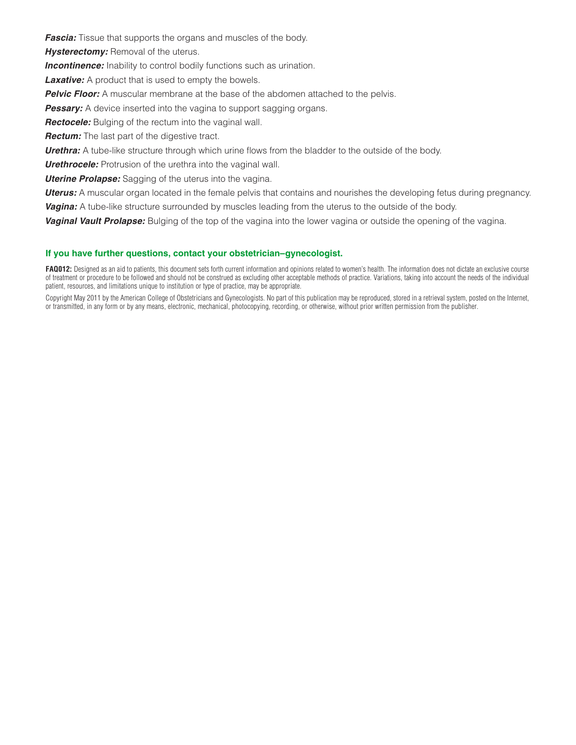***Fascia:*** Tissue that supports the organs and muscles of the body.

***Hysterectomy:*** Removal of the uterus.

***Incontinence:*** Inability to control bodily functions such as urination.

***Laxative:*** A product that is used to empty the bowels.

***Pelvic Floor:*** A muscular membrane at the base of the abdomen attached to the pelvis.

***Pessary:*** A device inserted into the vagina to support sagging organs.

***Rectocele:*** Bulging of the rectum into the vaginal wall.

***Rectum:*** The last part of the digestive tract.

***Urethra:*** A tube-like structure through which urine flows from the bladder to the outside of the body.

***Urethrocele:*** Protrusion of the urethra into the vaginal wall.

***Uterine Prolapse:*** Sagging of the uterus into the vagina.

***Uterus:*** A muscular organ located in the female pelvis that contains and nourishes the developing fetus during pregnancy.

***Vagina:*** A tube-like structure surrounded by muscles leading from the uterus to the outside of the body.

***Vaginal Vault Prolapse:*** Bulging of the top of the vagina into the lower vagina or outside the opening of the vagina.

**If you have further questions, contact your obstetrician–gynecologist.**

**FAQ012:** Designed as an aid to patients, this document sets forth current information and opinions related to women's health. The information does not dictate an exclusive course of treatment or procedure to be followed and should not be construed as excluding other acceptable methods of practice. Variations, taking into account the needs of the individual patient, resources, and limitations unique to institution or type of practice, may be appropriate.

Copyright May 2011 by the American College of Obstetricians and Gynecologists. No part of this publication may be reproduced, stored in a retrieval system, posted on the Internet, or transmitted, in any form or by any means, electronic, mechanical, photocopying, recording, or otherwise, without prior written permission from the publisher.